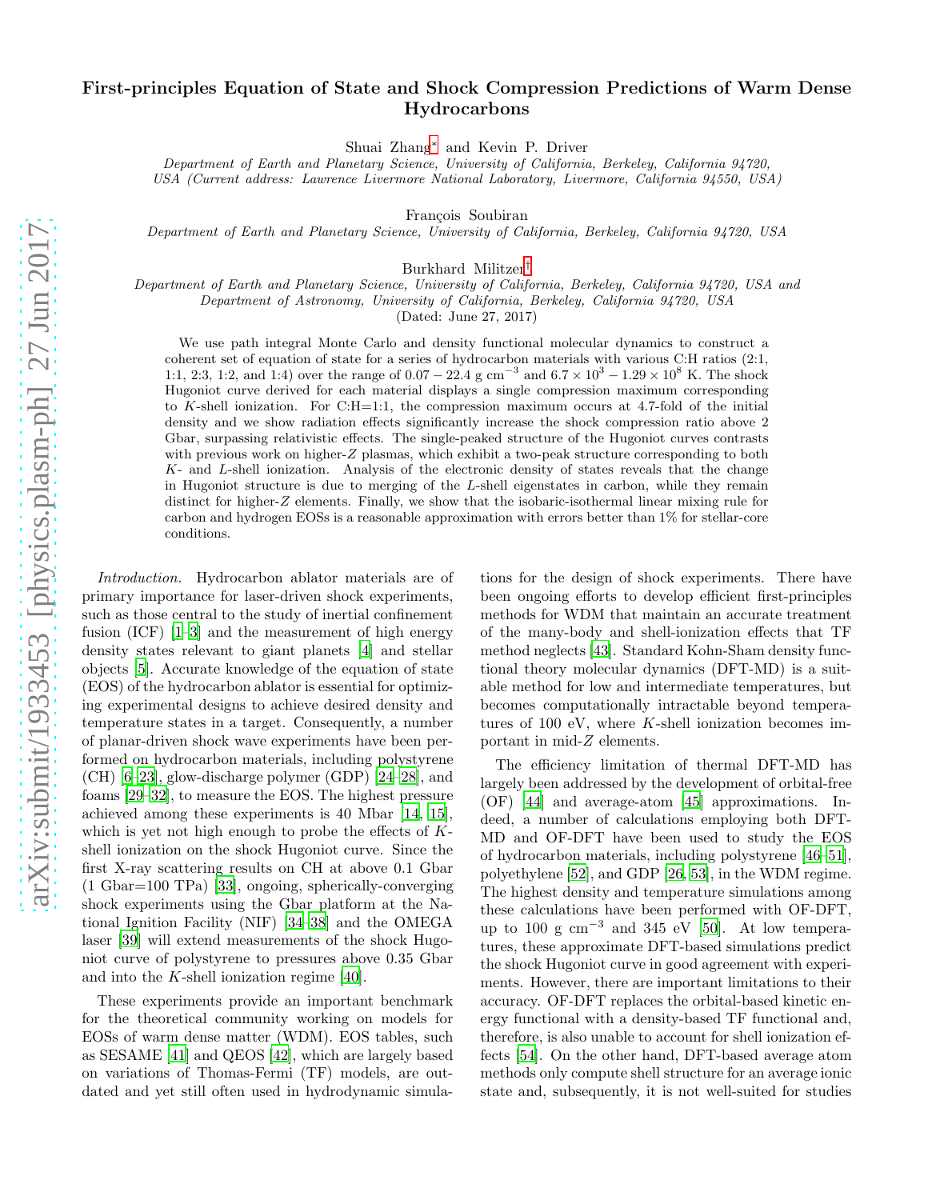# First-principles Equation of State and Shock Compression Predictions of Warm Dense Hydrocarbons

Shuai Zhang[*] and Kevin P. Driver

*Department of Earth and Planetary Science, University of California, Berkeley, California 94720, USA (Current address: Lawrence Livermore National Laboratory, Livermore, California 94550, USA)*

François Soubiran

*Department of Earth and Planetary Science, University of California, Berkeley, California 94720, USA*

Burkhard Militzer[†]

*Department of Earth and Planetary Science, University of California, Berkeley, California 94720, USA and Department of Astronomy, University of California, Berkeley, California 94720, USA*

(Dated: June 27, 2017)

We use path integral Monte Carlo and density functional molecular dynamics to construct a coherent set of equation of state for a series of hydrocarbon materials with various C:H ratios (2:1, 1:1, 2:3, 1:2, and 1:4) over the range of $0.07-22.4$ g cm$^{-3}$ and $6.7\times10^{3}-1.29\times10^{8}$ K. The shock Hugoniot curve derived for each material displays a single compression maximum corresponding to $K$-shell ionization. For C:H=1:1, the compression maximum occurs at 4.7-fold of the initial density and we show radiation effects significantly increase the shock compression ratio above 2 Gbar, surpassing relativistic effects. The single-peaked structure of the Hugoniot curves contrasts with previous work on higher-$Z$ plasmas, which exhibit a two-peak structure corresponding to both $K$- and $L$-shell ionization. Analysis of the electronic density of states reveals that the change in Hugoniot structure is due to merging of the $L$-shell eigenstates in carbon, while they remain distinct for higher-$Z$ elements. Finally, we show that the isobaric-isothermal linear mixing rule for carbon and hydrogen EOSs is a reasonable approximation with errors better than 1% for stellar-core conditions.

*Introduction.* Hydrocarbon ablator materials are of primary importance for laser-driven shock experiments, such as those central to the study of inertial confinement fusion (ICF) [1–3] and the measurement of high energy density states relevant to giant planets [4] and stellar objects [5]. Accurate knowledge of the equation of state (EOS) of the hydrocarbon ablator is essential for optimizing experimental designs to achieve desired density and temperature states in a target. Consequently, a number of planar-driven shock wave experiments have been performed on hydrocarbon materials, including polystyrene (CH) [6–23], glow-discharge polymer (GDP) [24–28], and foams [29–32], to measure the EOS. The highest pressure achieved among these experiments is 40 Mbar [14, 15], which is yet not high enough to probe the effects of $K$-shell ionization on the shock Hugoniot curve. Since the first X-ray scattering results on CH at above 0.1 Gbar (1 Gbar=100 TPa) [33], ongoing, spherically-converging shock experiments using the Gbar platform at the National Ignition Facility (NIF) [34–38] and the OMEGA laser [39] will extend measurements of the shock Hugoniot curve of polystyrene to pressures above 0.35 Gbar and into the $K$-shell ionization regime [40].

These experiments provide an important benchmark for the theoretical community working on models for EOSs of warm dense matter (WDM). EOS tables, such as SESAME [41] and QEOS [42], which are largely based on variations of Thomas-Fermi (TF) models, are outdated and yet still often used in hydrodynamic simulations for the design of shock experiments. There have been ongoing efforts to develop efficient first-principles methods for WDM that maintain an accurate treatment of the many-body and shell-ionization effects that TF method neglects [43]. Standard Kohn-Sham density functional theory molecular dynamics (DFT-MD) is a suitable method for low and intermediate temperatures, but becomes computationally intractable beyond temperatures of 100 eV, where $K$-shell ionization becomes important in mid-$Z$ elements.

The efficiency limitation of thermal DFT-MD has largely been addressed by the development of orbital-free (OF) [44] and average-atom [45] approximations. Indeed, a number of calculations employing both DFT-MD and OF-DFT have been used to study the EOS of hydrocarbon materials, including polystyrene [46–51], polyethylene [52], and GDP [26, 53], in the WDM regime. The highest density and temperature simulations among these calculations have been performed with OF-DFT, up to 100 g cm$^{-3}$ and 345 eV [50]. At low temperatures, these approximate DFT-based simulations predict the shock Hugoniot curve in good agreement with experiments. However, there are important limitations to their accuracy. OF-DFT replaces the orbital-based kinetic energy functional with a density-based TF functional and, therefore, is also unable to account for shell ionization effects [54]. On the other hand, DFT-based average atom methods only compute shell structure for an average ionic state and, subsequently, it is not well-suited for studies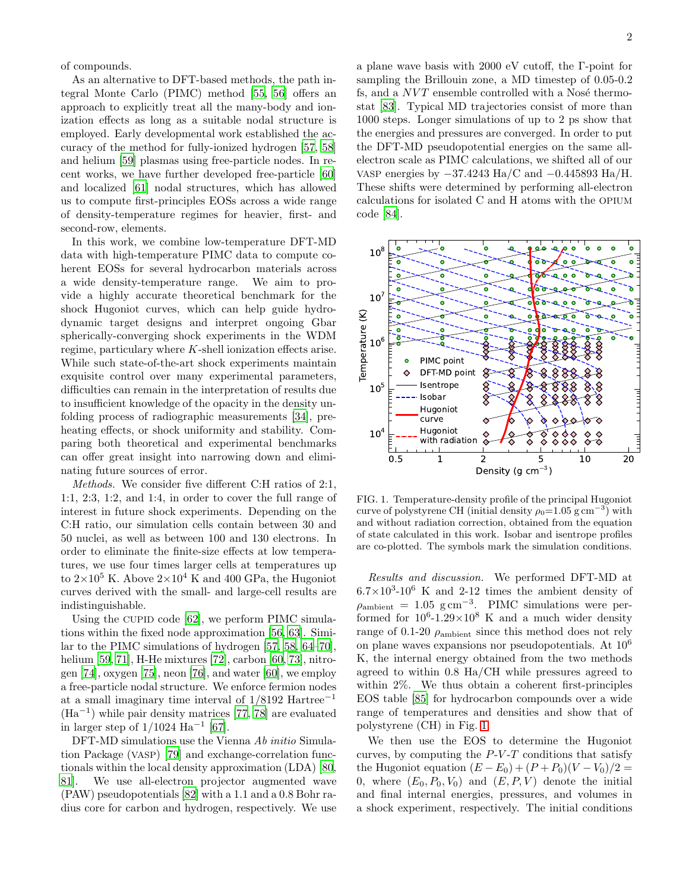of compounds.

As an alternative to DFT-based methods, the path integral Monte Carlo (PIMC) method [55, 56] offers an approach to explicitly treat all the many-body and ionization effects as long as a suitable nodal structure is employed. Early developmental work established the accuracy of the method for fully-ionized hydrogen [57, 58] and helium [59] plasmas using free-particle nodes. In recent works, we have further developed free-particle [60] and localized [61] nodal structures, which has allowed us to compute first-principles EOSs across a wide range of density-temperature regimes for heavier, first- and second-row, elements.

In this work, we combine low-temperature DFT-MD data with high-temperature PIMC data to compute coherent EOSs for several hydrocarbon materials across a wide density-temperature range. We aim to provide a highly accurate theoretical benchmark for the shock Hugoniot curves, which can help guide hydrodynamic target designs and interpret ongoing Gbar spherically-converging shock experiments in the WDM regime, particulary where $K$-shell ionization effects arise. While such state-of-the-art shock experiments maintain exquisite control over many experimental parameters, difficulties can remain in the interpretation of results due to insufficient knowledge of the opacity in the density unfolding process of radiographic measurements [34], preheating effects, or shock uniformity and stability. Comparing both theoretical and experimental benchmarks can offer great insight into narrowing down and eliminating future sources of error.

*Methods.* We consider five different C:H ratios of 2:1, 1:1, 2:3, 1:2, and 1:4, in order to cover the full range of interest in future shock experiments. Depending on the C:H ratio, our simulation cells contain between 30 and 50 nuclei, as well as between 100 and 130 electrons. In order to eliminate the finite-size effects at low temperatures, we use four times larger cells at temperatures up to $2\times10^5$ K. Above $2\times10^4$ K and 400 GPa, the Hugoniot curves derived with the small- and large-cell results are indistinguishable.

Using the CUPID code [62], we perform PIMC simulations within the fixed node approximation [56, 63]. Similar to the PIMC simulations of hydrogen [57, 58, 64–70], helium [59, 71], H-He mixtures [72], carbon [60, 73], nitrogen [74], oxygen [75], neon [76], and water [60], we employ a free-particle nodal structure. We enforce fermion nodes at a small imaginary time interval of 1/8192 Hartree$^{-1}$ (Ha$^{-1}$) while pair density matrices [77, 78] are evaluated in larger step of 1/1024 Ha$^{-1}$ [67].

DFT-MD simulations use the Vienna *Ab initio* Simulation Package (VASP) [79] and exchange-correlation functionals within the local density approximation (LDA) [80, 81]. We use all-electron projector augmented wave (PAW) pseudopotentials [82] with a 1.1 and a 0.8 Bohr radius core for carbon and hydrogen, respectively. We use a plane wave basis with 2000 eV cutoff, the Γ-point for sampling the Brillouin zone, a MD timestep of 0.05-0.2 fs, and a $NVT$ ensemble controlled with a Nosé thermostat [83]. Typical MD trajectories consist of more than 1000 steps. Longer simulations of up to 2 ps show that the energies and pressures are converged. In order to put the DFT-MD pseudopotential energies on the same all-electron scale as PIMC calculations, we shifted all of our VASP energies by −37.4243 Ha/C and −0.445893 Ha/H. These shifts were determined by performing all-electron calculations for isolated C and H atoms with the OPIUM code [84].

FIG. 1. Temperature-density profile of the principal Hugoniot curve of polystyrene CH (initial density $\rho_0$=1.05 g cm$^{-3}$) with and without radiation correction, obtained from the equation of state calculated in this work. Isobar and isentrope profiles are co-plotted. The symbols mark the simulation conditions.

*Results and discussion.* We performed DFT-MD at $6.7\times10^3$-$10^6$ K and 2-12 times the ambient density of $\rho_{\text{ambient}}$ = 1.05 g cm$^{-3}$. PIMC simulations were performed for $10^6$-$1.29\times10^8$ K and a much wider density range of 0.1-20 $\rho_{\text{ambient}}$ since this method does not rely on plane waves expansions nor pseudopotentials. At $10^6$ K, the internal energy obtained from the two methods agreed to within 0.8 Ha/CH while pressures agreed to within 2%. We thus obtain a coherent first-principles EOS table [85] for hydrocarbon compounds over a wide range of temperatures and densities and show that of polystyrene (CH) in Fig. 1.

We then use the EOS to determine the Hugoniot curves, by computing the $P$-$V$-$T$ conditions that satisfy the Hugoniot equation $(E - E_0) + (P + P_0)(V - V_0)/2 = 0$, where $(E_0, P_0, V_0)$ and $(E, P, V)$ denote the initial and final internal energies, pressures, and volumes in a shock experiment, respectively. The initial conditions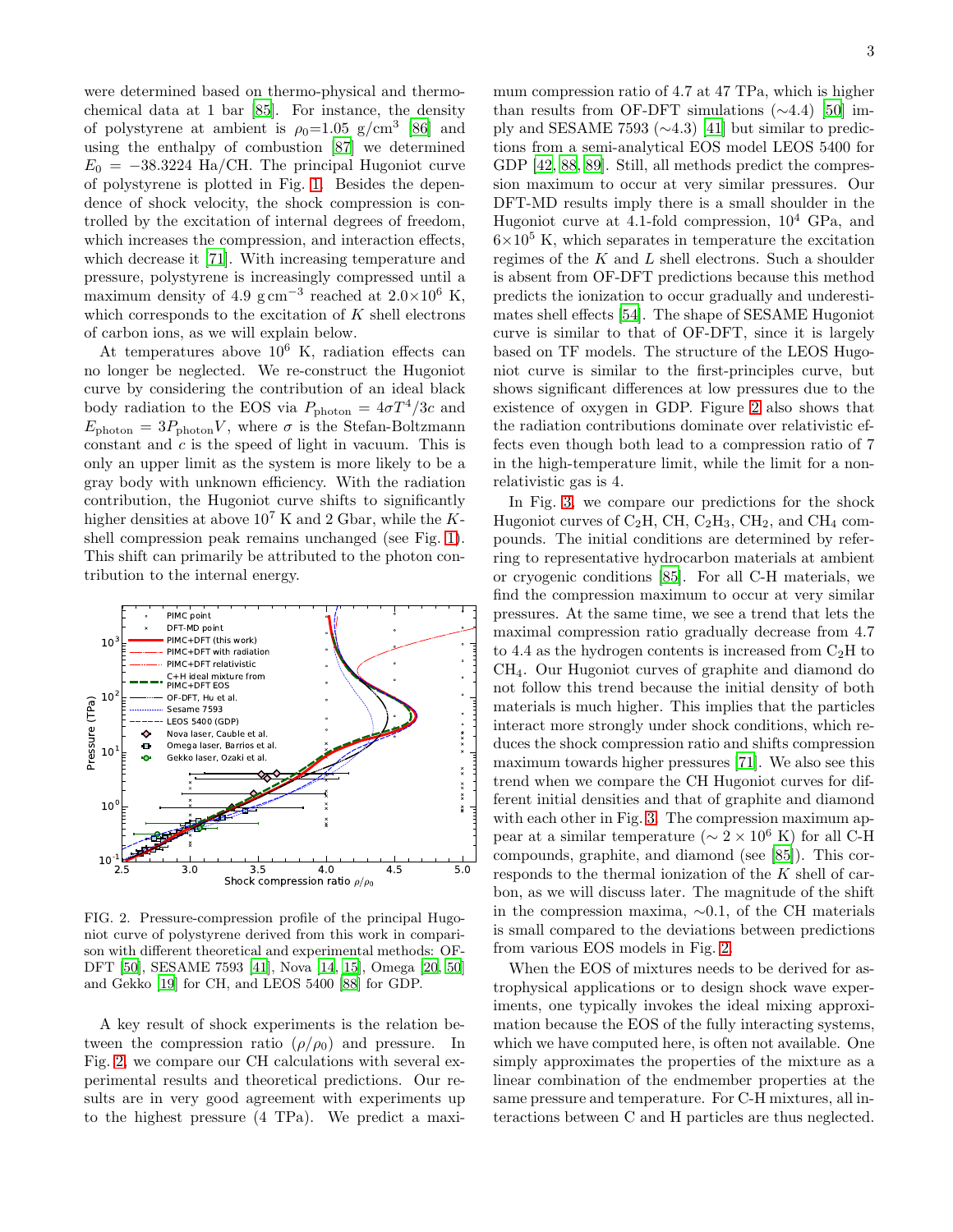were determined based on thermo-physical and thermochemical data at 1 bar [85]. For instance, the density of polystyrene at ambient is $\rho_0$=1.05 g/cm$^3$ [86] and using the enthalpy of combustion [87] we determined $E_0 = -38.3224$ Ha/CH. The principal Hugoniot curve of polystyrene is plotted in Fig. 1. Besides the dependence of shock velocity, the shock compression is controlled by the excitation of internal degrees of freedom, which increases the compression, and interaction effects, which decrease it [71]. With increasing temperature and pressure, polystyrene is increasingly compressed until a maximum density of 4.9 g cm$^{-3}$ reached at $2.0\times10^6$ K, which corresponds to the excitation of $K$ shell electrons of carbon ions, as we will explain below.

At temperatures above $10^6$ K, radiation effects can no longer be neglected. We re-construct the Hugoniot curve by considering the contribution of an ideal black body radiation to the EOS via $P_{\rm photon} = 4\sigma T^4/3c$ and $E_{\rm photon} = 3P_{\rm photon}V$, where $\sigma$ is the Stefan-Boltzmann constant and $c$ is the speed of light in vacuum. This is only an upper limit as the system is more likely to be a gray body with unknown efficiency. With the radiation contribution, the Hugoniot curve shifts to significantly higher densities at above $10^7$ K and 2 Gbar, while the $K$-shell compression peak remains unchanged (see Fig. 1). This shift can primarily be attributed to the photon contribution to the internal energy.

FIG. 2. Pressure-compression profile of the principal Hugoniot curve of polystyrene derived from this work in comparison with different theoretical and experimental methods: OF-DFT [50], SESAME 7593 [41], Nova [14, 15], Omega [20, 50] and Gekko [19] for CH, and LEOS 5400 [88] for GDP.

A key result of shock experiments is the relation between the compression ratio ($\rho/\rho_0$) and pressure. In Fig. 2, we compare our CH calculations with several experimental results and theoretical predictions. Our results are in very good agreement with experiments up to the highest pressure (4 TPa). We predict a maximum compression ratio of 4.7 at 47 TPa, which is higher than results from OF-DFT simulations (∼4.4) [50] imply and SESAME 7593 (∼4.3) [41] but similar to predictions from a semi-analytical EOS model LEOS 5400 for GDP [42, 88, 89]. Still, all methods predict the compression maximum to occur at very similar pressures. Our DFT-MD results imply there is a small shoulder in the Hugoniot curve at 4.1-fold compression, $10^4$ GPa, and $6\times10^5$ K, which separates in temperature the excitation regimes of the $K$ and $L$ shell electrons. Such a shoulder is absent from OF-DFT predictions because this method predicts the ionization to occur gradually and underestimates shell effects [54]. The shape of SESAME Hugoniot curve is similar to that of OF-DFT, since it is largely based on TF models. The structure of the LEOS Hugoniot curve is similar to the first-principles curve, but shows significant differences at low pressures due to the existence of oxygen in GDP. Figure 2 also shows that the radiation contributions dominate over relativistic effects even though both lead to a compression ratio of 7 in the high-temperature limit, while the limit for a nonrelativistic gas is 4.

In Fig. 3, we compare our predictions for the shock Hugoniot curves of $C_2H$, CH, $C_2H_3$, $CH_2$, and $CH_4$ compounds. The initial conditions are determined by referring to representative hydrocarbon materials at ambient or cryogenic conditions [85]. For all C-H materials, we find the compression maximum to occur at very similar pressures. At the same time, we see a trend that lets the maximal compression ratio gradually decrease from 4.7 to 4.4 as the hydrogen contents is increased from $C_2H$ to $CH_4$. Our Hugoniot curves of graphite and diamond do not follow this trend because the initial density of both materials is much higher. This implies that the particles interact more strongly under shock conditions, which reduces the shock compression ratio and shifts compression maximum towards higher pressures [71]. We also see this trend when we compare the CH Hugoniot curves for different initial densities and that of graphite and diamond with each other in Fig. 3. The compression maximum appear at a similar temperature ($\sim 2\times10^6$ K) for all C-H compounds, graphite, and diamond (see [85]). This corresponds to the thermal ionization of the $K$ shell of carbon, as we will discuss later. The magnitude of the shift in the compression maxima, ∼0.1, of the CH materials is small compared to the deviations between predictions from various EOS models in Fig. 2.

When the EOS of mixtures needs to be derived for astrophysical applications or to design shock wave experiments, one typically invokes the ideal mixing approximation because the EOS of the fully interacting systems, which we have computed here, is often not available. One simply approximates the properties of the mixture as a linear combination of the endmember properties at the same pressure and temperature. For C-H mixtures, all interactions between C and H particles are thus neglected.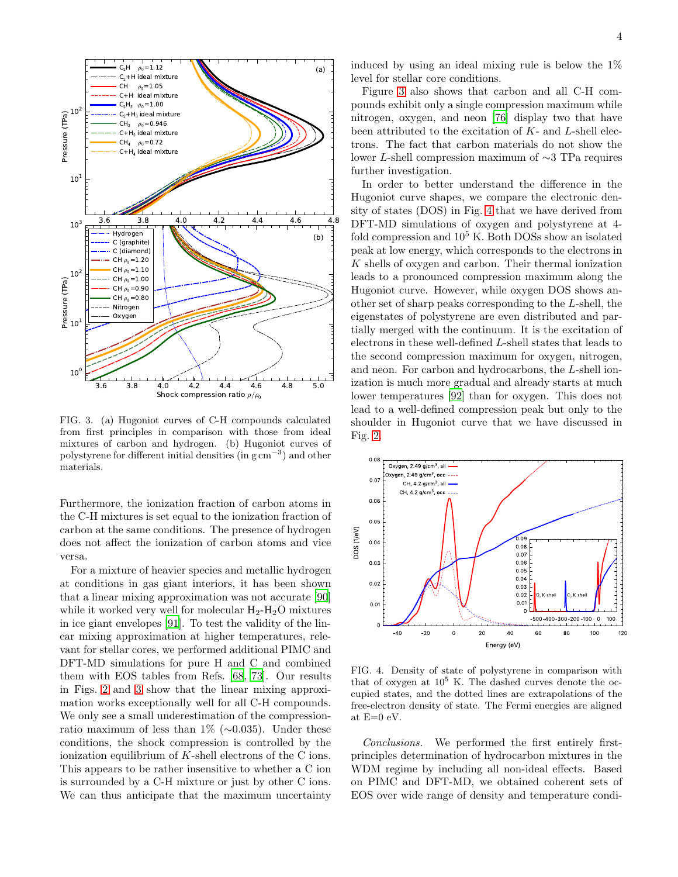FIG. 3. (a) Hugoniot curves of C-H compounds calculated from first principles in comparison with those from ideal mixtures of carbon and hydrogen. (b) Hugoniot curves of polystyrene for different initial densities (in $\mathrm{g\,cm^{-3}}$) and other materials.

Furthermore, the ionization fraction of carbon atoms in the C-H mixtures is set equal to the ionization fraction of carbon at the same conditions. The presence of hydrogen does not affect the ionization of carbon atoms and vice versa.

For a mixture of heavier species and metallic hydrogen at conditions in gas giant interiors, it has been shown that a linear mixing approximation was not accurate [90] while it worked very well for molecular $H_2$-$H_2O$ mixtures in ice giant envelopes [91]. To test the validity of the linear mixing approximation at higher temperatures, relevant for stellar cores, we performed additional PIMC and DFT-MD simulations for pure H and C and combined them with EOS tables from Refs. [68, 73]. Our results in Figs. 2 and 3 show that the linear mixing approximation works exceptionally well for all C-H compounds. We only see a small underestimation of the compression-ratio maximum of less than 1% (∼0.035). Under these conditions, the shock compression is controlled by the ionization equilibrium of $K$-shell electrons of the C ions. This appears to be rather insensitive to whether a C ion is surrounded by a C-H mixture or just by other C ions. We can thus anticipate that the maximum uncertainty induced by using an ideal mixing rule is below the 1% level for stellar core conditions.

Figure 3 also shows that carbon and all C-H compounds exhibit only a single compression maximum while nitrogen, oxygen, and neon [76] display two that have been attributed to the excitation of $K$- and $L$-shell electrons. The fact that carbon materials do not show the lower $L$-shell compression maximum of ∼3 TPa requires further investigation.

In order to better understand the difference in the Hugoniot curve shapes, we compare the electronic density of states (DOS) in Fig. 4 that we have derived from DFT-MD simulations of oxygen and polystyrene at 4-fold compression and $10^5$ K. Both DOSs show an isolated peak at low energy, which corresponds to the electrons in $K$ shells of oxygen and carbon. Their thermal ionization leads to a pronounced compression maximum along the Hugoniot curve. However, while oxygen DOS shows another set of sharp peaks corresponding to the $L$-shell, the eigenstates of polystyrene are even distributed and partially merged with the continuum. It is the excitation of electrons in these well-defined $L$-shell states that leads to the second compression maximum for oxygen, nitrogen, and neon. For carbon and hydrocarbons, the $L$-shell ionization is much more gradual and already starts at much lower temperatures [92] than for oxygen. This does not lead to a well-defined compression peak but only to the shoulder in Hugoniot curve that we have discussed in Fig. 2.

FIG. 4. Density of state of polystyrene in comparison with that of oxygen at $10^5$ K. The dashed curves denote the occupied states, and the dotted lines are extrapolations of the free-electron density of state. The Fermi energies are aligned at E=0 eV.

*Conclusions.* We performed the first entirely first-principles determination of hydrocarbon mixtures in the WDM regime by including all non-ideal effects. Based on PIMC and DFT-MD, we obtained coherent sets of EOS over wide range of density and temperature condi-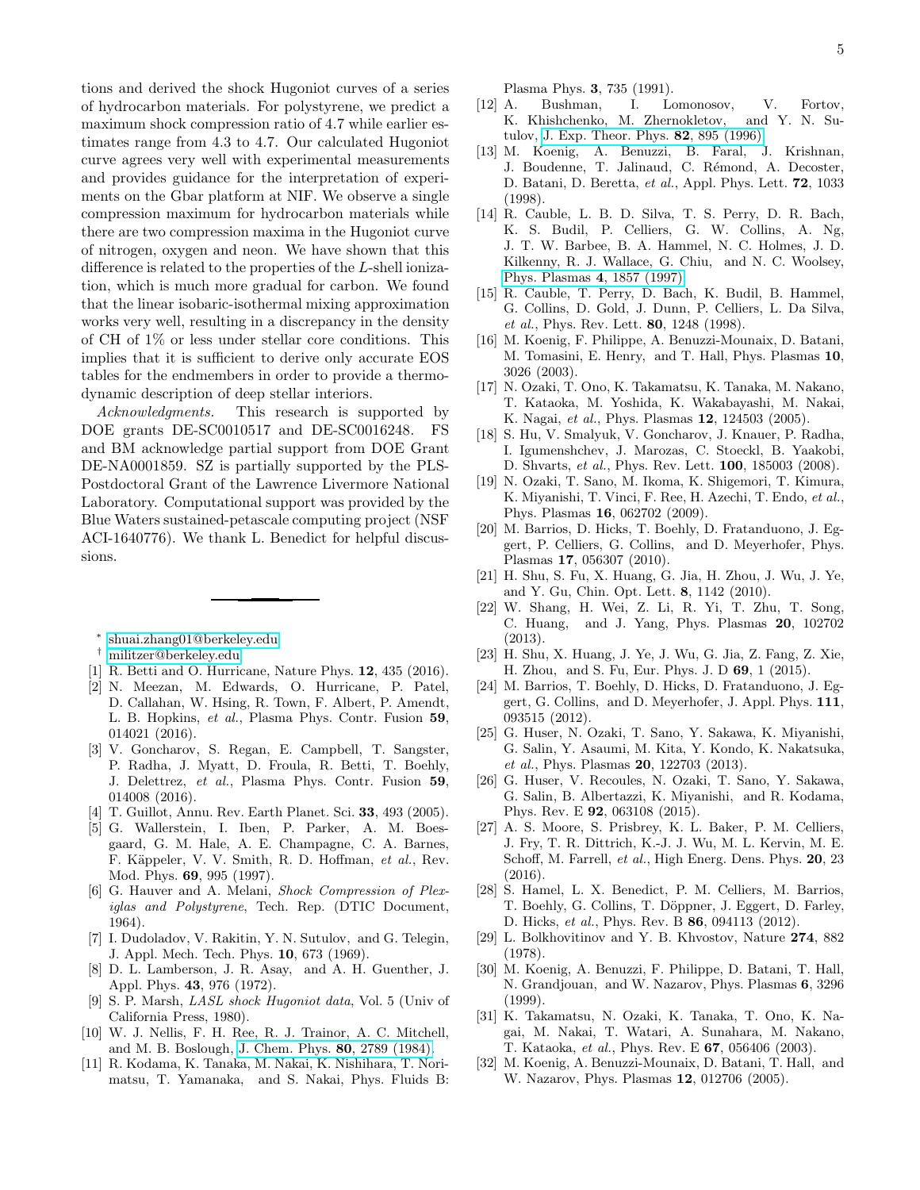tions and derived the shock Hugoniot curves of a series of hydrocarbon materials. For polystyrene, we predict a maximum shock compression ratio of 4.7 while earlier estimates range from 4.3 to 4.7. Our calculated Hugoniot curve agrees very well with experimental measurements and provides guidance for the interpretation of experiments on the Gbar platform at NIF. We observe a single compression maximum for hydrocarbon materials while there are two compression maxima in the Hugoniot curve of nitrogen, oxygen and neon. We have shown that this difference is related to the properties of the $L$-shell ionization, which is much more gradual for carbon. We found that the linear isobaric-isothermal mixing approximation works very well, resulting in a discrepancy in the density of CH of 1% or less under stellar core conditions. This implies that it is sufficient to derive only accurate EOS tables for the endmembers in order to provide a thermodynamic description of deep stellar interiors.

*Acknowledgments.* This research is supported by DOE grants DE-SC0010517 and DE-SC0016248. FS and BM acknowledge partial support from DOE Grant DE-NA0001859. SZ is partially supported by the PLS-Postdoctoral Grant of the Lawrence Livermore National Laboratory. Computational support was provided by the Blue Waters sustained-petascale computing project (NSF ACI-1640776). We thank L. Benedict for helpful discussions.

---

* shuai.zhang01@berkeley.edu
† militzer@berkeley.edu

[1] R. Betti and O. Hurricane, Nature Phys. **12**, 435 (2016).
[2] N. Meezan, M. Edwards, O. Hurricane, P. Patel, D. Callahan, W. Hsing, R. Town, F. Albert, P. Amendt, L. B. Hopkins, *et al.*, Plasma Phys. Contr. Fusion **59**, 014021 (2016).
[3] V. Goncharov, S. Regan, E. Campbell, T. Sangster, P. Radha, J. Myatt, D. Froula, R. Betti, T. Boehly, J. Delettrez, *et al.*, Plasma Phys. Contr. Fusion **59**, 014008 (2016).
[4] T. Guillot, Annu. Rev. Earth Planet. Sci. **33**, 493 (2005).
[5] G. Wallerstein, I. Iben, P. Parker, A. M. Boesgaard, G. M. Hale, A. E. Champagne, C. A. Barnes, F. Käppeler, V. V. Smith, R. D. Hoffman, *et al.*, Rev. Mod. Phys. **69**, 995 (1997).
[6] G. Hauver and A. Melani, *Shock Compression of Plexiglas and Polystyrene*, Tech. Rep. (DTIC Document, 1964).
[7] I. Dudoladov, V. Rakitin, Y. N. Sutulov, and G. Telegin, J. Appl. Mech. Tech. Phys. **10**, 673 (1969).
[8] D. L. Lamberson, J. R. Asay, and A. H. Guenther, J. Appl. Phys. **43**, 976 (1972).
[9] S. P. Marsh, *LASL shock Hugoniot data*, Vol. 5 (Univ of California Press, 1980).
[10] W. J. Nellis, F. H. Ree, R. J. Trainor, A. C. Mitchell, and M. B. Boslough, J. Chem. Phys. **80**, 2789 (1984).
[11] R. Kodama, K. Tanaka, M. Nakai, K. Nishihara, T. Norimatsu, T. Yamanaka, and S. Nakai, Phys. Fluids B: Plasma Phys. **3**, 735 (1991).
[12] A. Bushman, I. Lomonosov, V. Fortov, K. Khishchenko, M. Zhernokletov, and Y. N. Sutulov, J. Exp. Theor. Phys. **82**, 895 (1996).
[13] M. Koenig, A. Benuzzi, B. Faral, J. Krishnan, J. Boudenne, T. Jalinaud, C. Rémond, A. Decoster, D. Batani, D. Beretta, *et al.*, Appl. Phys. Lett. **72**, 1033 (1998).
[14] R. Cauble, L. B. D. Silva, T. S. Perry, D. R. Bach, K. S. Budil, P. Celliers, G. W. Collins, A. Ng, J. T. W. Barbee, B. A. Hammel, N. C. Holmes, J. D. Kilkenny, R. J. Wallace, G. Chiu, and N. C. Woolsey, Phys. Plasmas **4**, 1857 (1997).
[15] R. Cauble, T. Perry, D. Bach, K. Budil, B. Hammel, G. Collins, D. Gold, J. Dunn, P. Celliers, L. Da Silva, *et al.*, Phys. Rev. Lett. **80**, 1248 (1998).
[16] M. Koenig, F. Philippe, A. Benuzzi-Mounaix, D. Batani, M. Tomasini, E. Henry, and T. Hall, Phys. Plasmas **10**, 3026 (2003).
[17] N. Ozaki, T. Ono, K. Takamatsu, K. Tanaka, M. Nakano, T. Kataoka, M. Yoshida, K. Wakabayashi, M. Nakai, K. Nagai, *et al.*, Phys. Plasmas **12**, 124503 (2005).
[18] S. Hu, V. Smalyuk, V. Goncharov, J. Knauer, P. Radha, I. Igumenshchev, J. Marozas, C. Stoeckl, B. Yaakobi, D. Shvarts, *et al.*, Phys. Rev. Lett. **100**, 185003 (2008).
[19] N. Ozaki, T. Sano, M. Ikoma, K. Shigemori, T. Kimura, K. Miyanishi, T. Vinci, F. Ree, H. Azechi, T. Endo, *et al.*, Phys. Plasmas **16**, 062702 (2009).
[20] M. Barrios, D. Hicks, T. Boehly, D. Fratanduono, J. Eggert, P. Celliers, G. Collins, and D. Meyerhofer, Phys. Plasmas **17**, 056307 (2010).
[21] H. Shu, S. Fu, X. Huang, G. Jia, H. Zhou, J. Wu, J. Ye, and Y. Gu, Chin. Opt. Lett. **8**, 1142 (2010).
[22] W. Shang, H. Wei, Z. Li, R. Yi, T. Zhu, T. Song, C. Huang, and J. Yang, Phys. Plasmas **20**, 102702 (2013).
[23] H. Shu, X. Huang, J. Ye, J. Wu, G. Jia, Z. Fang, Z. Xie, H. Zhou, and S. Fu, Eur. Phys. J. D **69**, 1 (2015).
[24] M. Barrios, T. Boehly, D. Hicks, D. Fratanduono, J. Eggert, G. Collins, and D. Meyerhofer, J. Appl. Phys. **111**, 093515 (2012).
[25] G. Huser, N. Ozaki, T. Sano, Y. Sakawa, K. Miyanishi, G. Salin, Y. Asaumi, M. Kita, Y. Kondo, K. Nakatsuka, *et al.*, Phys. Plasmas **20**, 122703 (2013).
[26] G. Huser, V. Recoules, N. Ozaki, T. Sano, Y. Sakawa, G. Salin, B. Albertazzi, K. Miyanishi, and R. Kodama, Phys. Rev. E **92**, 063108 (2015).
[27] A. S. Moore, S. Prisbrey, K. L. Baker, P. M. Celliers, J. Fry, T. R. Dittrich, K.-J. J. Wu, M. L. Kervin, M. E. Schoff, M. Farrell, *et al.*, High Energ. Dens. Phys. **20**, 23 (2016).
[28] S. Hamel, L. X. Benedict, P. M. Celliers, M. Barrios, T. Boehly, G. Collins, T. Döppner, J. Eggert, D. Farley, D. Hicks, *et al.*, Phys. Rev. B **86**, 094113 (2012).
[29] L. Bolkhovitinov and Y. B. Khvostov, Nature **274**, 882 (1978).
[30] M. Koenig, A. Benuzzi, F. Philippe, D. Batani, T. Hall, N. Grandjouan, and W. Nazarov, Phys. Plasmas **6**, 3296 (1999).
[31] K. Takamatsu, N. Ozaki, K. Tanaka, T. Ono, K. Nagai, M. Nakai, T. Watari, A. Sunahara, M. Nakano, T. Kataoka, *et al.*, Phys. Rev. E **67**, 056406 (2003).
[32] M. Koenig, A. Benuzzi-Mounaix, D. Batani, T. Hall, and W. Nazarov, Phys. Plasmas **12**, 012706 (2005).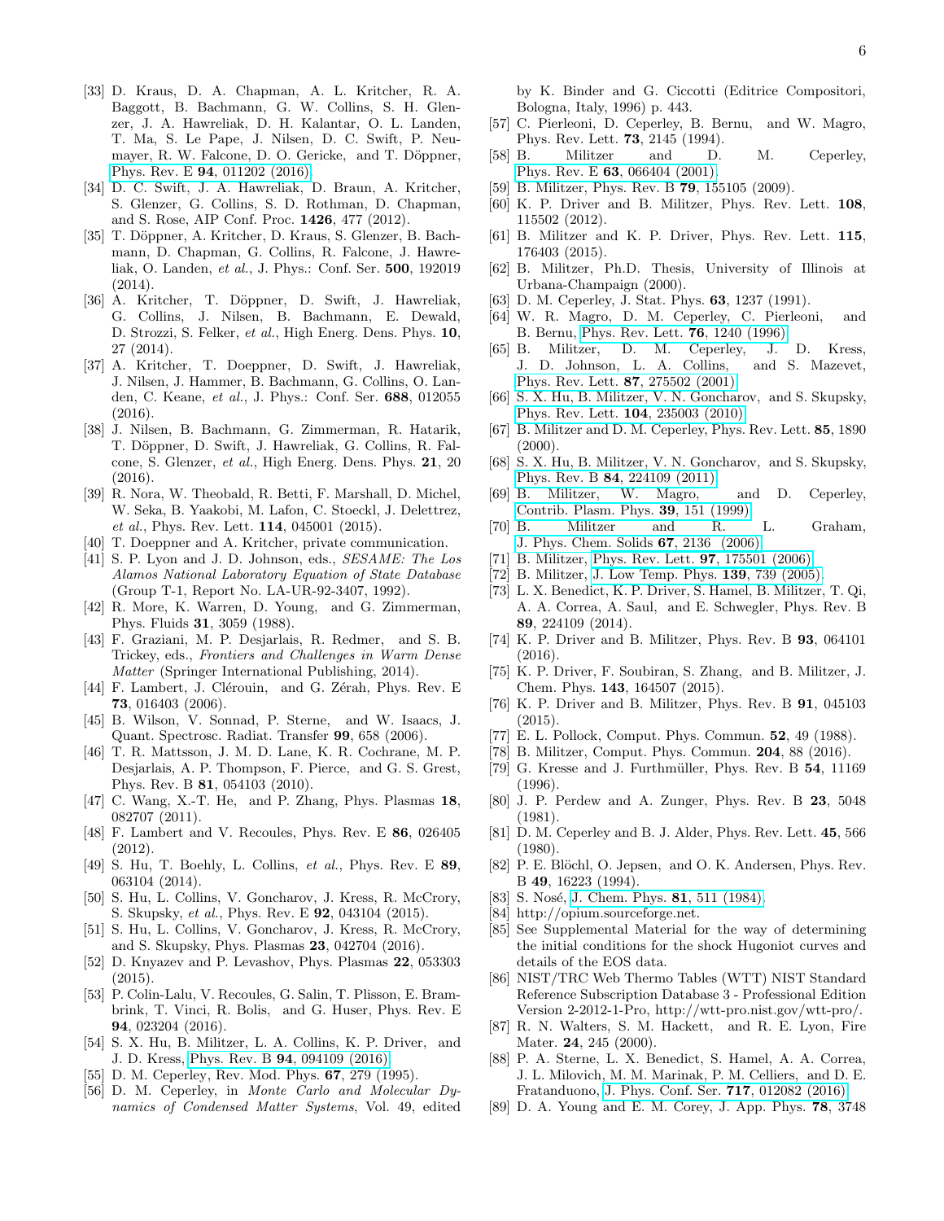[33] D. Kraus, D. A. Chapman, A. L. Kritcher, R. A. Baggott, B. Bachmann, G. W. Collins, S. H. Glenzer, J. A. Hawreliak, D. H. Kalantar, O. L. Landen, T. Ma, S. Le Pape, J. Nilsen, D. C. Swift, P. Neumayer, R. W. Falcone, D. O. Gericke, and T. Döppner, Phys. Rev. E **94**, 011202 (2016).

[34] D. C. Swift, J. A. Hawreliak, D. Braun, A. Kritcher, S. Glenzer, G. Collins, S. D. Rothman, D. Chapman, and S. Rose, AIP Conf. Proc. **1426**, 477 (2012).

[35] T. Döppner, A. Kritcher, D. Kraus, S. Glenzer, B. Bachmann, D. Chapman, G. Collins, R. Falcone, J. Hawreliak, O. Landen, *et al.*, J. Phys.: Conf. Ser. **500**, 192019 (2014).

[36] A. Kritcher, T. Döppner, D. Swift, J. Hawreliak, G. Collins, J. Nilsen, B. Bachmann, E. Dewald, D. Strozzi, S. Felker, *et al.*, High Energ. Dens. Phys. **10**, 27 (2014).

[37] A. Kritcher, T. Doeppner, D. Swift, J. Hawreliak, J. Nilsen, J. Hammer, B. Bachmann, G. Collins, O. Landen, C. Keane, *et al.*, J. Phys.: Conf. Ser. **688**, 012055 (2016).

[38] J. Nilsen, B. Bachmann, G. Zimmerman, R. Hatarik, T. Döppner, D. Swift, J. Hawreliak, G. Collins, R. Falcone, S. Glenzer, *et al.*, High Energ. Dens. Phys. **21**, 20 (2016).

[39] R. Nora, W. Theobald, R. Betti, F. Marshall, D. Michel, W. Seka, B. Yaakobi, M. Lafon, C. Stoeckl, J. Delettrez, *et al.*, Phys. Rev. Lett. **114**, 045001 (2015).

[40] T. Doeppner and A. Kritcher, private communication.

[41] S. P. Lyon and J. D. Johnson, eds., *SESAME: The Los Alamos National Laboratory Equation of State Database* (Group T-1, Report No. LA-UR-92-3407, 1992).

[42] R. More, K. Warren, D. Young, and G. Zimmerman, Phys. Fluids **31**, 3059 (1988).

[43] F. Graziani, M. P. Desjarlais, R. Redmer, and S. B. Trickey, eds., *Frontiers and Challenges in Warm Dense Matter* (Springer International Publishing, 2014).

[44] F. Lambert, J. Clérouin, and G. Zérah, Phys. Rev. E **73**, 016403 (2006).

[45] B. Wilson, V. Sonnad, P. Sterne, and W. Isaacs, J. Quant. Spectrosc. Radiat. Transfer **99**, 658 (2006).

[46] T. R. Mattsson, J. M. D. Lane, K. R. Cochrane, M. P. Desjarlais, A. P. Thompson, F. Pierce, and G. S. Grest, Phys. Rev. B **81**, 054103 (2010).

[47] C. Wang, X.-T. He, and P. Zhang, Phys. Plasmas **18**, 082707 (2011).

[48] F. Lambert and V. Recoules, Phys. Rev. E **86**, 026405 (2012).

[49] S. Hu, T. Boehly, L. Collins, *et al.*, Phys. Rev. E **89**, 063104 (2014).

[50] S. Hu, L. Collins, V. Goncharov, J. Kress, R. McCrory, S. Skupsky, *et al.*, Phys. Rev. E **92**, 043104 (2015).

[51] S. Hu, L. Collins, V. Goncharov, J. Kress, R. McCrory, and S. Skupsky, Phys. Plasmas **23**, 042704 (2016).

[52] D. Knyazev and P. Levashov, Phys. Plasmas **22**, 053303 (2015).

[53] P. Colin-Lalu, V. Recoules, G. Salin, T. Plisson, E. Brambrink, T. Vinci, R. Bolis, and G. Huser, Phys. Rev. E **94**, 023204 (2016).

[54] S. X. Hu, B. Militzer, L. A. Collins, K. P. Driver, and J. D. Kress, Phys. Rev. B **94**, 094109 (2016).

[55] D. M. Ceperley, Rev. Mod. Phys. **67**, 279 (1995).

[56] D. M. Ceperley, in *Monte Carlo and Molecular Dynamics of Condensed Matter Systems*, Vol. 49, edited by K. Binder and G. Ciccotti (Editrice Compositori, Bologna, Italy, 1996) p. 443.

[57] C. Pierleoni, D. Ceperley, B. Bernu, and W. Magro, Phys. Rev. Lett. **73**, 2145 (1994).

[58] B. Militzer and D. M. Ceperley, Phys. Rev. E **63**, 066404 (2001).

[59] B. Militzer, Phys. Rev. B **79**, 155105 (2009).

[60] K. P. Driver and B. Militzer, Phys. Rev. Lett. **108**, 115502 (2012).

[61] B. Militzer and K. P. Driver, Phys. Rev. Lett. **115**, 176403 (2015).

[62] B. Militzer, Ph.D. Thesis, University of Illinois at Urbana-Champaign (2000).

[63] D. M. Ceperley, J. Stat. Phys. **63**, 1237 (1991).

[64] W. R. Magro, D. M. Ceperley, C. Pierleoni, and B. Bernu, Phys. Rev. Lett. **76**, 1240 (1996).

[65] B. Militzer, D. M. Ceperley, J. D. Kress, J. D. Johnson, L. A. Collins, and S. Mazevet, Phys. Rev. Lett. **87**, 275502 (2001).

[66] S. X. Hu, B. Militzer, V. N. Goncharov, and S. Skupsky, Phys. Rev. Lett. **104**, 235003 (2010).

[67] B. Militzer and D. M. Ceperley, Phys. Rev. Lett. **85**, 1890 (2000).

[68] S. X. Hu, B. Militzer, V. N. Goncharov, and S. Skupsky, Phys. Rev. B **84**, 224109 (2011).

[69] B. Militzer, W. Magro, and D. Ceperley, Contrib. Plasm. Phys. **39**, 151 (1999).

[70] B. Militzer and R. L. Graham, J. Phys. Chem. Solids **67**, 2136 (2006).

[71] B. Militzer, Phys. Rev. Lett. **97**, 175501 (2006).

[72] B. Militzer, J. Low Temp. Phys. **139**, 739 (2005).

[73] L. X. Benedict, K. P. Driver, S. Hamel, B. Militzer, T. Qi, A. A. Correa, A. Saul, and E. Schwegler, Phys. Rev. B **89**, 224109 (2014).

[74] K. P. Driver and B. Militzer, Phys. Rev. B **93**, 064101 (2016).

[75] K. P. Driver, F. Soubiran, S. Zhang, and B. Militzer, J. Chem. Phys. **143**, 164507 (2015).

[76] K. P. Driver and B. Militzer, Phys. Rev. B **91**, 045103 (2015).

[77] E. L. Pollock, Comput. Phys. Commun. **52**, 49 (1988).

[78] B. Militzer, Comput. Phys. Commun. **204**, 88 (2016).

[79] G. Kresse and J. Furthmüller, Phys. Rev. B **54**, 11169 (1996).

[80] J. P. Perdew and A. Zunger, Phys. Rev. B **23**, 5048 (1981).

[81] D. M. Ceperley and B. J. Alder, Phys. Rev. Lett. **45**, 566 (1980).

[82] P. E. Blöchl, O. Jepsen, and O. K. Andersen, Phys. Rev. B **49**, 16223 (1994).

[83] S. Nosé, J. Chem. Phys. **81**, 511 (1984).

[84] http://opium.sourceforge.net.

[85] See Supplemental Material for the way of determining the initial conditions for the shock Hugoniot curves and details of the EOS data.

[86] NIST/TRC Web Thermo Tables (WTT) NIST Standard Reference Subscription Database 3 - Professional Edition Version 2-2012-1-Pro, http://wtt-pro.nist.gov/wtt-pro/.

[87] R. N. Walters, S. M. Hackett, and R. E. Lyon, Fire Mater. **24**, 245 (2000).

[88] P. A. Sterne, L. X. Benedict, S. Hamel, A. A. Correa, J. L. Milovich, M. M. Marinak, P. M. Celliers, and D. E. Fratanduono, J. Phys. Conf. Ser. **717**, 012082 (2016).

[89] D. A. Young and E. M. Corey, J. App. Phys. **78**, 3748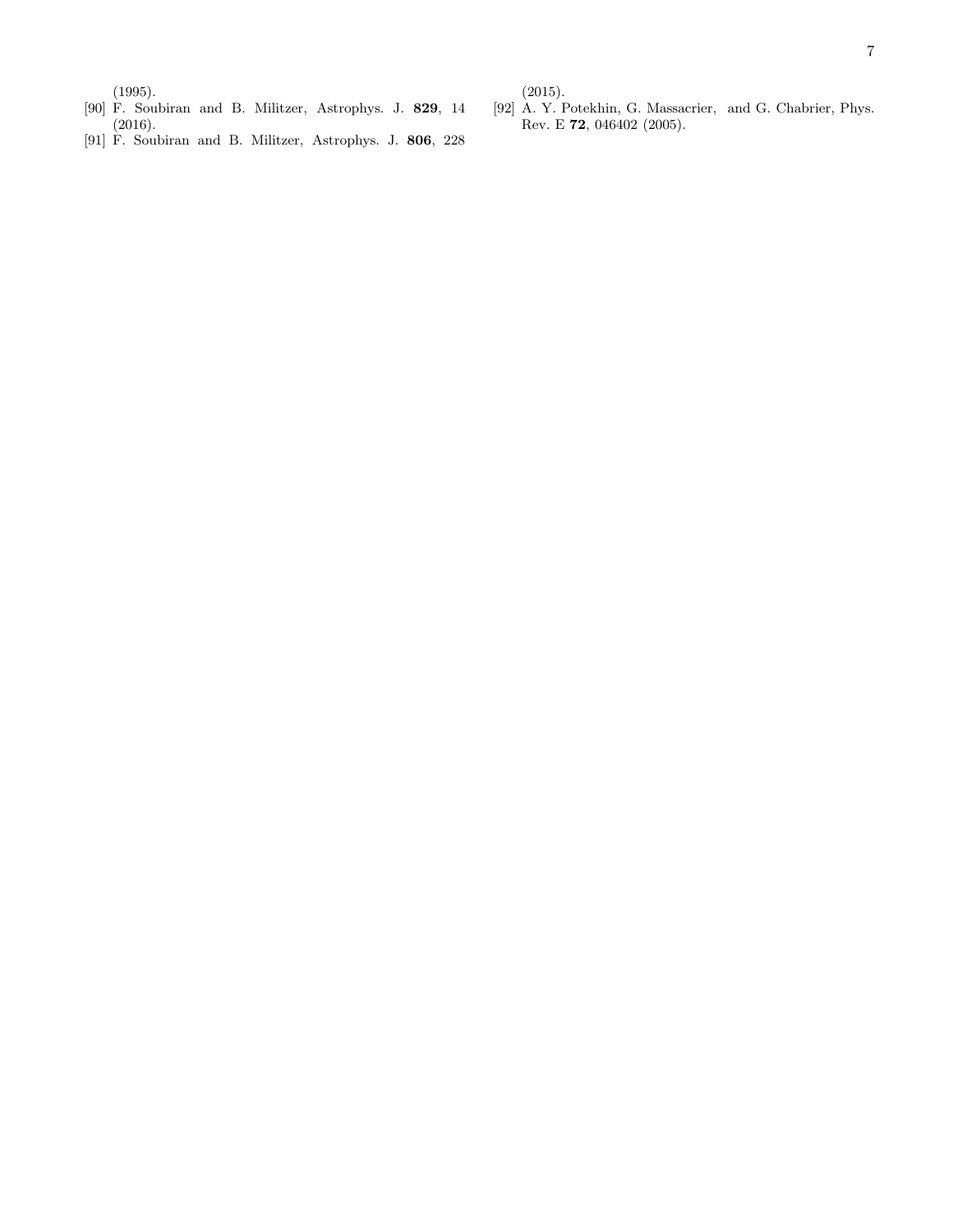(1995).

[90] F. Soubiran and B. Militzer, Astrophys. J. **829**, 14 (2016).

[91] F. Soubiran and B. Militzer, Astrophys. J. **806**, 228 (2015).

[92] A. Y. Potekhin, G. Massacrier, and G. Chabrier, Phys. Rev. E **72**, 046402 (2005).